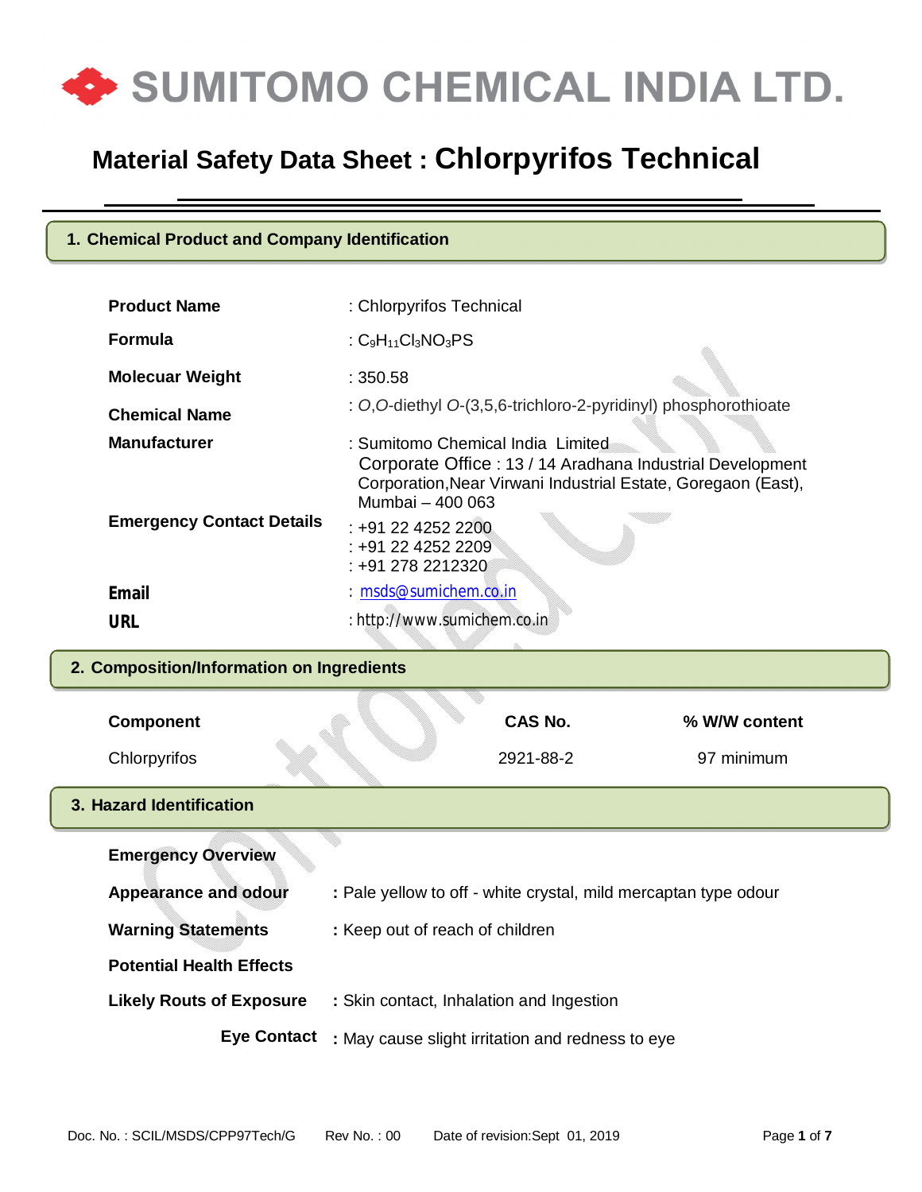# SUMITOMO CHEMICAL INDIA LTD.

## Material Safety Data Sheet : Chlorpyrifos Technical

### 1. Chemical Product and Company Identification

| | |
|---|---|
| **Product Name** | : Chlorpyrifos Technical |
| **Formula** | : $C_9H_{11}Cl_3NO_3PS$ |
| **Molecuar Weight** | : 350.58 |
| **Chemical Name** | : *O*,*O*-diethyl *O*-(3,5,6-trichloro-2-pyridinyl) phosphorothioate |
| **Manufacturer** | : Sumitomo Chemical India Limited<br>Corporate Office : 13 / 14 Aradhana Industrial Development Corporation,Near Virwani Industrial Estate, Goregaon (East), Mumbai – 400 063 |
| **Emergency Contact Details** | : +91 22 4252 2200<br>: +91 22 4252 2209<br>: +91 278 2212320 |
| **Email** | : msds@sumichem.co.in |
| **URL** | : http://www.sumichem.co.in |

### 2. Composition/Information on Ingredients

| Component | CAS No. | % W/W content |
|---|---|---|
| Chlorpyrifos | 2921-88-2 | 97 minimum |

### 3. Hazard Identification

**Emergency Overview**

**Appearance and odour** : Pale yellow to off - white crystal, mild mercaptan type odour

**Warning Statements** : Keep out of reach of children

**Potential Health Effects**

**Likely Routs of Exposure** : Skin contact, Inhalation and Ingestion

**Eye Contact** : May cause slight irritation and redness to eye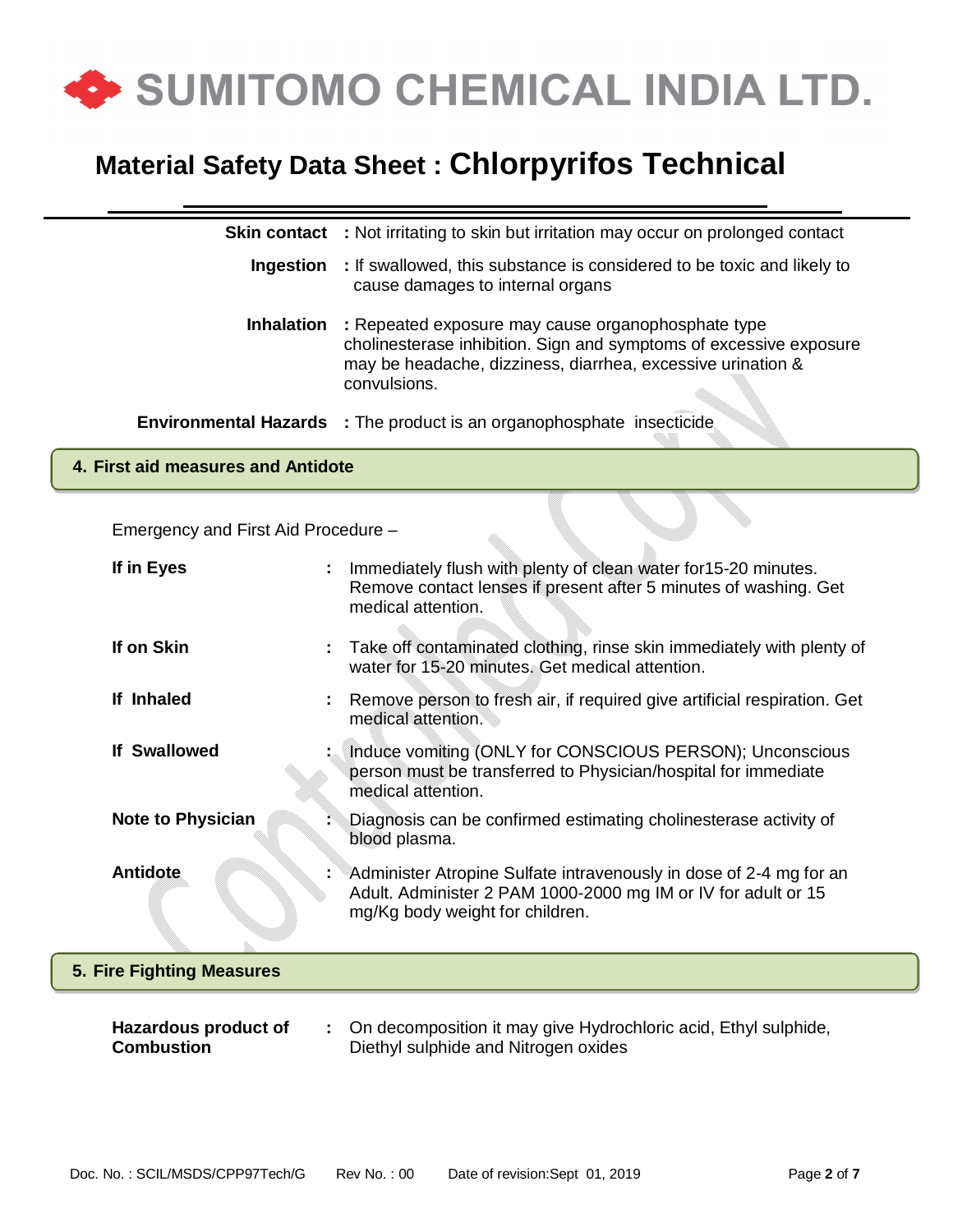**Skin contact** : Not irritating to skin but irritation may occur on prolonged contact

**Ingestion** : If swallowed, this substance is considered to be toxic and likely to cause damages to internal organs

**Inhalation** : Repeated exposure may cause organophosphate type cholinesterase inhibition. Sign and symptoms of excessive exposure may be headache, dizziness, diarrhea, excessive urination & convulsions.

**Environmental Hazards** : The product is an organophosphate insecticide

## 4. First aid measures and Antidote

Emergency and First Aid Procedure –

**If in Eyes** : Immediately flush with plenty of clean water for15-20 minutes. Remove contact lenses if present after 5 minutes of washing. Get medical attention.

**If on Skin** : Take off contaminated clothing, rinse skin immediately with plenty of water for 15-20 minutes. Get medical attention.

**If Inhaled** : Remove person to fresh air, if required give artificial respiration. Get medical attention.

**If Swallowed** : Induce vomiting (ONLY for CONSCIOUS PERSON); Unconscious person must be transferred to Physician/hospital for immediate medical attention.

**Note to Physician** : Diagnosis can be confirmed estimating cholinesterase activity of blood plasma.

**Antidote** : Administer Atropine Sulfate intravenously in dose of 2-4 mg for an Adult. Administer 2 PAM 1000-2000 mg IM or IV for adult or 15 mg/Kg body weight for children.

## 5. Fire Fighting Measures

**Hazardous product of Combustion** : On decomposition it may give Hydrochloric acid, Ethyl sulphide, Diethyl sulphide and Nitrogen oxides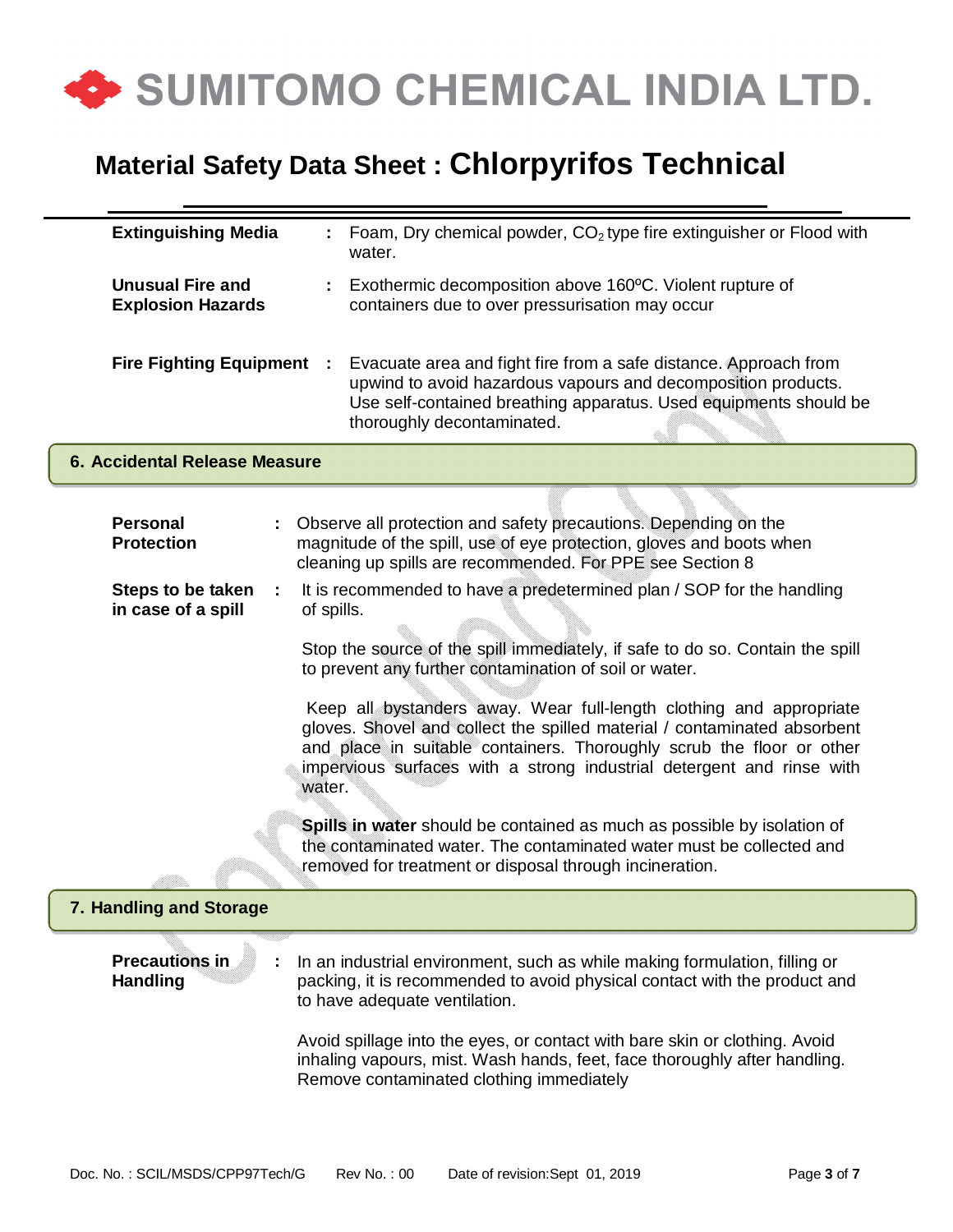| | | |
|---|---|---|
| **Extinguishing Media** | : | Foam, Dry chemical powder, $CO_2$ type fire extinguisher or Flood with water. |
| **Unusual Fire and Explosion Hazards** | : | Exothermic decomposition above 160ºC. Violent rupture of containers due to over pressurisation may occur |
| **Fire Fighting Equipment** | : | Evacuate area and fight fire from a safe distance. Approach from upwind to avoid hazardous vapours and decomposition products. Use self-contained breathing apparatus. Used equipments should be thoroughly decontaminated. |

## 6. Accidental Release Measure

**Personal Protection** : Observe all protection and safety precautions. Depending on the magnitude of the spill, use of eye protection, gloves and boots when cleaning up spills are recommended. For PPE see Section 8

**Steps to be taken in case of a spill** : It is recommended to have a predetermined plan / SOP for the handling of spills.

Stop the source of the spill immediately, if safe to do so. Contain the spill to prevent any further contamination of soil or water.

Keep all bystanders away. Wear full-length clothing and appropriate gloves. Shovel and collect the spilled material / contaminated absorbent and place in suitable containers. Thoroughly scrub the floor or other impervious surfaces with a strong industrial detergent and rinse with water.

**Spills in water** should be contained as much as possible by isolation of the contaminated water. The contaminated water must be collected and removed for treatment or disposal through incineration.

## 7. Handling and Storage

**Precautions in Handling** : In an industrial environment, such as while making formulation, filling or packing, it is recommended to avoid physical contact with the product and to have adequate ventilation.

Avoid spillage into the eyes, or contact with bare skin or clothing. Avoid inhaling vapours, mist. Wash hands, feet, face thoroughly after handling. Remove contaminated clothing immediately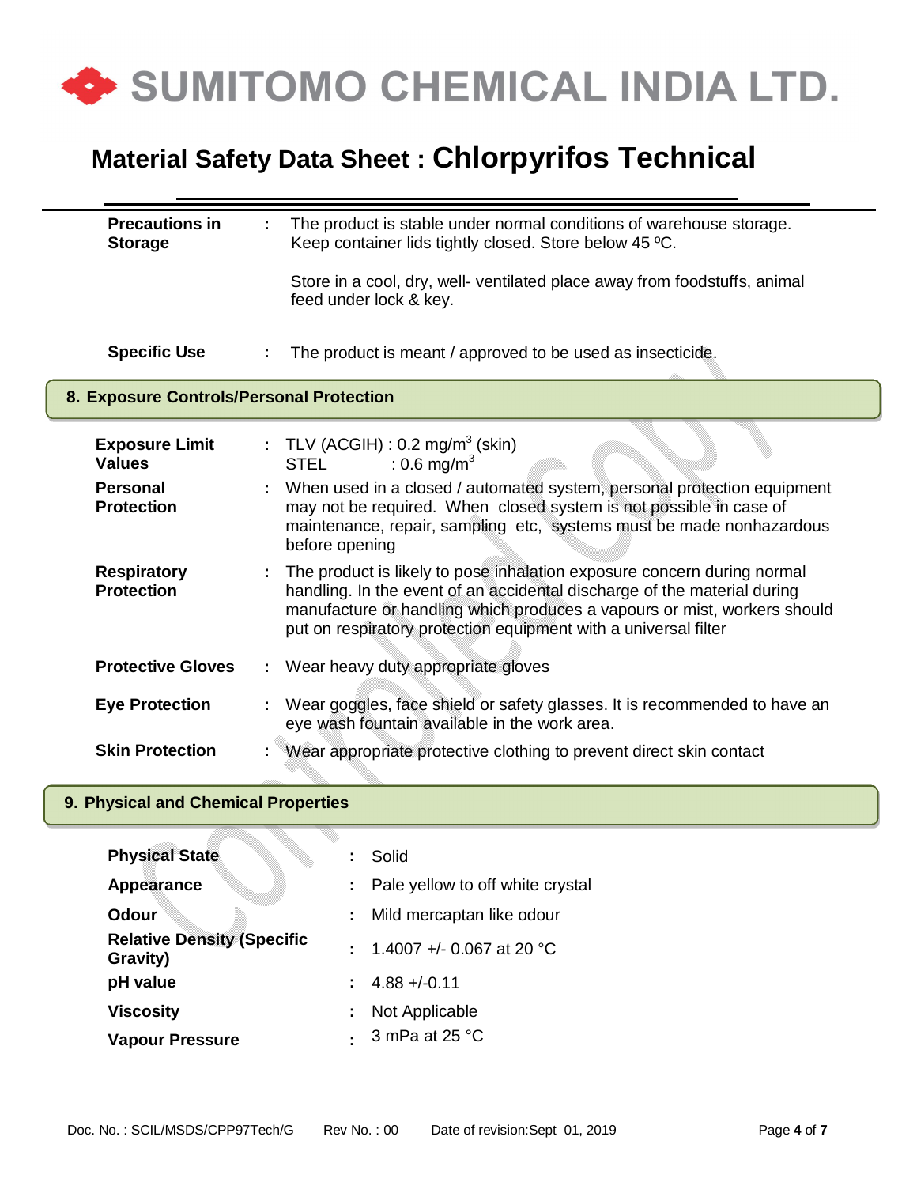| | | |
|---|---|---|
| **Precautions in Storage** | : | The product is stable under normal conditions of warehouse storage. Keep container lids tightly closed. Store below 45 ºC.<br><br>Store in a cool, dry, well- ventilated place away from foodstuffs, animal feed under lock & key. |
| **Specific Use** | : | The product is meant / approved to be used as insecticide. |

## 8. Exposure Controls/Personal Protection

| | | |
|---|---|---|
| **Exposure Limit Values** | : | TLV (ACGIH) : 0.2 mg/m$^3$ (skin)<br>STEL : 0.6 mg/m$^3$ |
| **Personal Protection** | : | When used in a closed / automated system, personal protection equipment may not be required. When closed system is not possible in case of maintenance, repair, sampling etc, systems must be made nonhazardous before opening |
| **Respiratory Protection** | : | The product is likely to pose inhalation exposure concern during normal handling. In the event of an accidental discharge of the material during manufacture or handling which produces a vapours or mist, workers should put on respiratory protection equipment with a universal filter |
| **Protective Gloves** | : | Wear heavy duty appropriate gloves |
| **Eye Protection** | : | Wear goggles, face shield or safety glasses. It is recommended to have an eye wash fountain available in the work area. |
| **Skin Protection** | : | Wear appropriate protective clothing to prevent direct skin contact |

## 9. Physical and Chemical Properties

| | | |
|---|---|---|
| **Physical State** | : | Solid |
| **Appearance** | : | Pale yellow to off white crystal |
| **Odour** | : | Mild mercaptan like odour |
| **Relative Density (Specific Gravity)** | : | 1.4007 +/- 0.067 at 20 °C |
| **pH value** | : | 4.88 +/-0.11 |
| **Viscosity** | : | Not Applicable |
| **Vapour Pressure** | : | 3 mPa at 25 °C |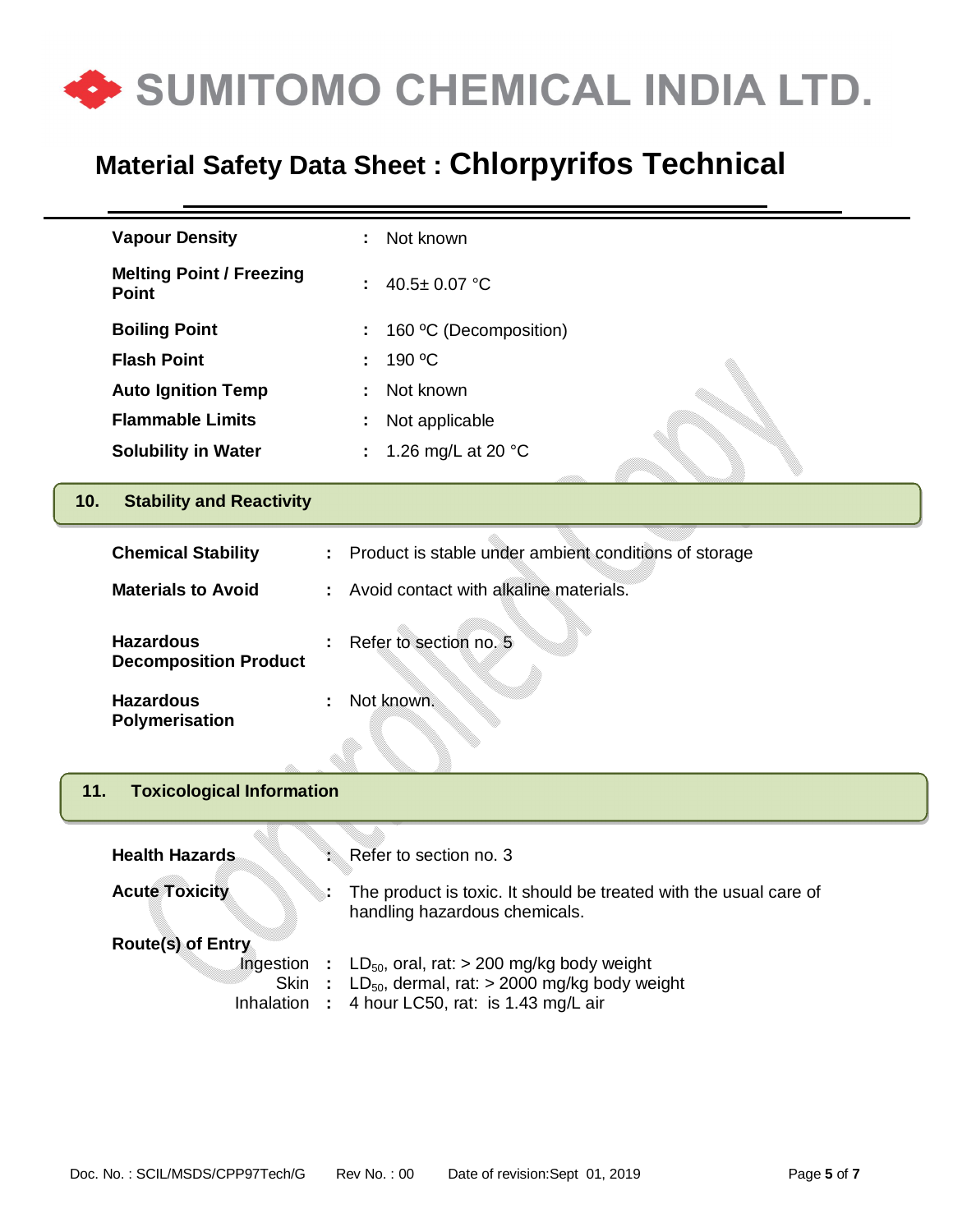| | | |
|---|---|---|
| **Vapour Density** | : | Not known |
| **Melting Point / Freezing Point** | : | 40.5± 0.07 °C |
| **Boiling Point** | : | 160 ºC (Decomposition) |
| **Flash Point** | : | 190 ºC |
| **Auto Ignition Temp** | : | Not known |
| **Flammable Limits** | : | Not applicable |
| **Solubility in Water** | : | 1.26 mg/L at 20 °C |

## 10. Stability and Reactivity

| | | |
|---|---|---|
| **Chemical Stability** | : | Product is stable under ambient conditions of storage |
| **Materials to Avoid** | : | Avoid contact with alkaline materials. |
| **Hazardous Decomposition Product** | : | Refer to section no. 5 |
| **Hazardous Polymerisation** | : | Not known. |

## 11. Toxicological Information

| | | |
|---|---|---|
| **Health Hazards** | : | Refer to section no. 3 |
| **Acute Toxicity** | : | The product is toxic. It should be treated with the usual care of handling hazardous chemicals. |
| **Route(s) of Entry** | | |
| Ingestion | : | $LD_{50}$, oral, rat: > 200 mg/kg body weight |
| Skin | : | $LD_{50}$, dermal, rat: > 2000 mg/kg body weight |
| Inhalation | : | 4 hour LC50, rat: is 1.43 mg/L air |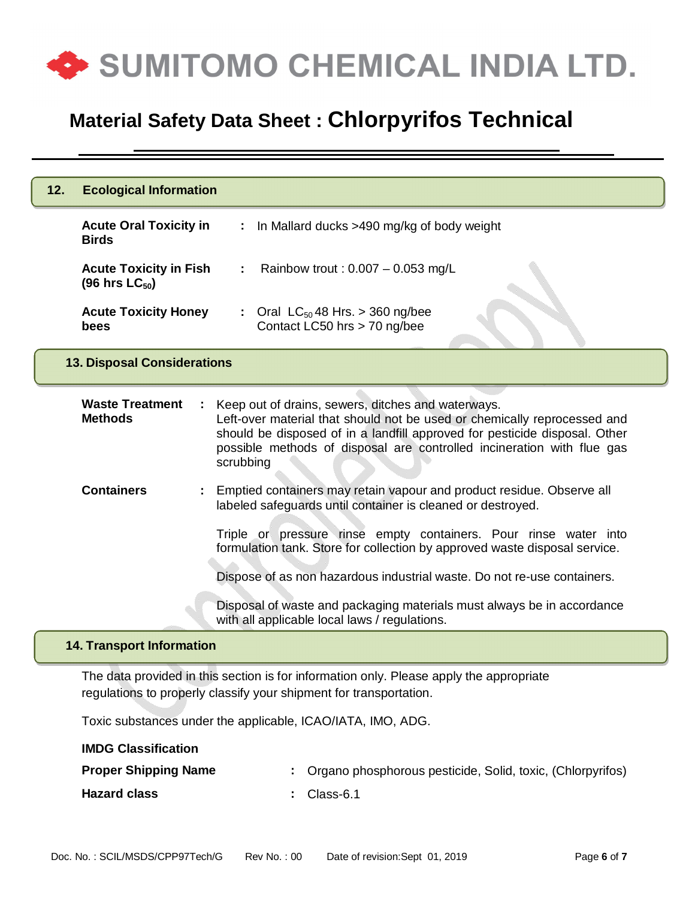## 12. Ecological Information

**Acute Oral Toxicity in Birds** : In Mallard ducks >490 mg/kg of body weight

**Acute Toxicity in Fish (96 hrs $LC_{50}$)** : Rainbow trout : 0.007 – 0.053 mg/L

**Acute Toxicity Honey bees** : Oral $LC_{50}$ 48 Hrs. > 360 ng/bee
Contact LC50 hrs > 70 ng/bee

## 13. Disposal Considerations

**Waste Treatment Methods** : Keep out of drains, sewers, ditches and waterways.
Left-over material that should not be used or chemically reprocessed and should be disposed of in a landfill approved for pesticide disposal. Other possible methods of disposal are controlled incineration with flue gas scrubbing

**Containers** : Emptied containers may retain vapour and product residue. Observe all labeled safeguards until container is cleaned or destroyed.

Triple or pressure rinse empty containers. Pour rinse water into formulation tank. Store for collection by approved waste disposal service.

Dispose of as non hazardous industrial waste. Do not re-use containers.

Disposal of waste and packaging materials must always be in accordance with all applicable local laws / regulations.

## 14. Transport Information

The data provided in this section is for information only. Please apply the appropriate regulations to properly classify your shipment for transportation.

Toxic substances under the applicable, ICAO/IATA, IMO, ADG.

**IMDG Classification**

**Proper Shipping Name** : Organo phosphorous pesticide, Solid, toxic, (Chlorpyrifos)

**Hazard class** : Class-6.1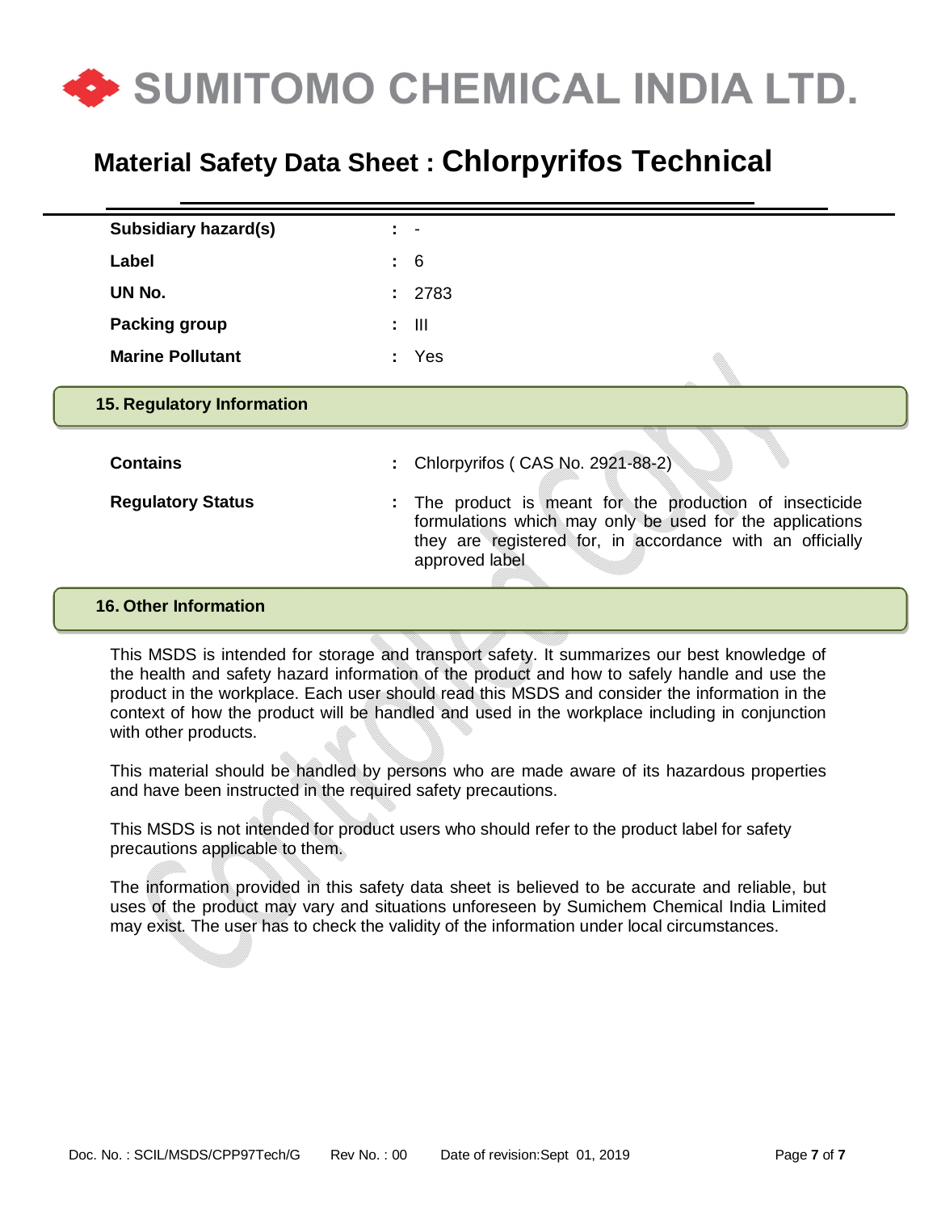| | | |
|---|---|---|
| **Subsidiary hazard(s)** | : | - |
| **Label** | : | 6 |
| **UN No.** | : | 2783 |
| **Packing group** | : | III |
| **Marine Pollutant** | : | Yes |

## 15. Regulatory Information

| | | |
|---|---|---|
| **Contains** | : | Chlorpyrifos ( CAS No. 2921-88-2) |
| **Regulatory Status** | : | The product is meant for the production of insecticide formulations which may only be used for the applications they are registered for, in accordance with an officially approved label |

## 16. Other Information

This MSDS is intended for storage and transport safety. It summarizes our best knowledge of the health and safety hazard information of the product and how to safely handle and use the product in the workplace. Each user should read this MSDS and consider the information in the context of how the product will be handled and used in the workplace including in conjunction with other products.

This material should be handled by persons who are made aware of its hazardous properties and have been instructed in the required safety precautions.

This MSDS is not intended for product users who should refer to the product label for safety precautions applicable to them.

The information provided in this safety data sheet is believed to be accurate and reliable, but uses of the product may vary and situations unforeseen by Sumichem Chemical India Limited may exist. The user has to check the validity of the information under local circumstances.